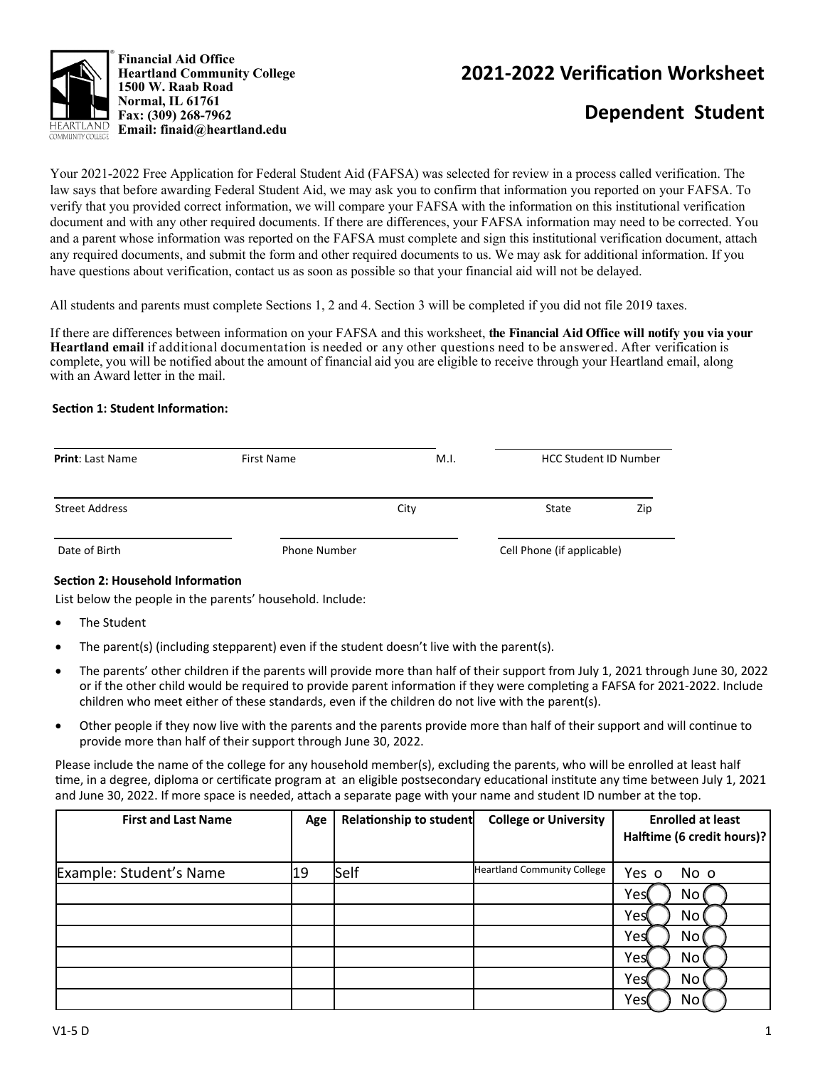**Financial Aid Office**
**Heartland Community College**
**1500 W. Raab Road**
**Normal, IL 61761**
**Fax: (309) 268-7962**
**Email: finaid@heartland.edu**

# 2021-2022 Verification Worksheet

## Dependent Student

Your 2021-2022 Free Application for Federal Student Aid (FAFSA) was selected for review in a process called verification. The law says that before awarding Federal Student Aid, we may ask you to confirm that information you reported on your FAFSA. To verify that you provided correct information, we will compare your FAFSA with the information on this institutional verification document and with any other required documents. If there are differences, your FAFSA information may need to be corrected. You and a parent whose information was reported on the FAFSA must complete and sign this institutional verification document, attach any required documents, and submit the form and other required documents to us. We may ask for additional information. If you have questions about verification, contact us as soon as possible so that your financial aid will not be delayed.

All students and parents must complete Sections 1, 2 and 4. Section 3 will be completed if you did not file 2019 taxes.

If there are differences between information on your FAFSA and this worksheet, **the Financial Aid Office will notify you via your Heartland email** if additional documentation is needed or any other questions need to be answered. After verification is complete, you will be notified about the amount of financial aid you are eligible to receive through your Heartland email, along with an Award letter in the mail.

### Section 1: Student Information:

**Print**: Last Name ____________ First Name ____________ M.I. ____ HCC Student ID Number ____________

Street Address ____________ City ____________ State ____ Zip ____

Date of Birth ____________ Phone Number ____________ Cell Phone (if applicable) ____________

### Section 2: Household Information

List below the people in the parents' household. Include:

- The Student
- The parent(s) (including stepparent) even if the student doesn't live with the parent(s).
- The parents' other children if the parents will provide more than half of their support from July 1, 2021 through June 30, 2022 or if the other child would be required to provide parent information if they were completing a FAFSA for 2021-2022. Include children who meet either of these standards, even if the children do not live with the parent(s).
- Other people if they now live with the parents and the parents provide more than half of their support and will continue to provide more than half of their support through June 30, 2022.

Please include the name of the college for any household member(s), excluding the parents, who will be enrolled at least half time, in a degree, diploma or certificate program at an eligible postsecondary educational institute any time between July 1, 2021 and June 30, 2022. If more space is needed, attach a separate page with your name and student ID number at the top.

| First and Last Name | Age | Relationship to student | College or University | Enrolled at least Halftime (6 credit hours)? |
|---|---|---|---|---|
| Example: Student's Name | 19 | Self | Heartland Community College | Yes o No o |
| | | | | Yes ◯ No ◯ |
| | | | | Yes ◯ No ◯ |
| | | | | Yes ◯ No ◯ |
| | | | | Yes ◯ No ◯ |
| | | | | Yes ◯ No ◯ |
| | | | | Yes ◯ No ◯ |

V1-5 D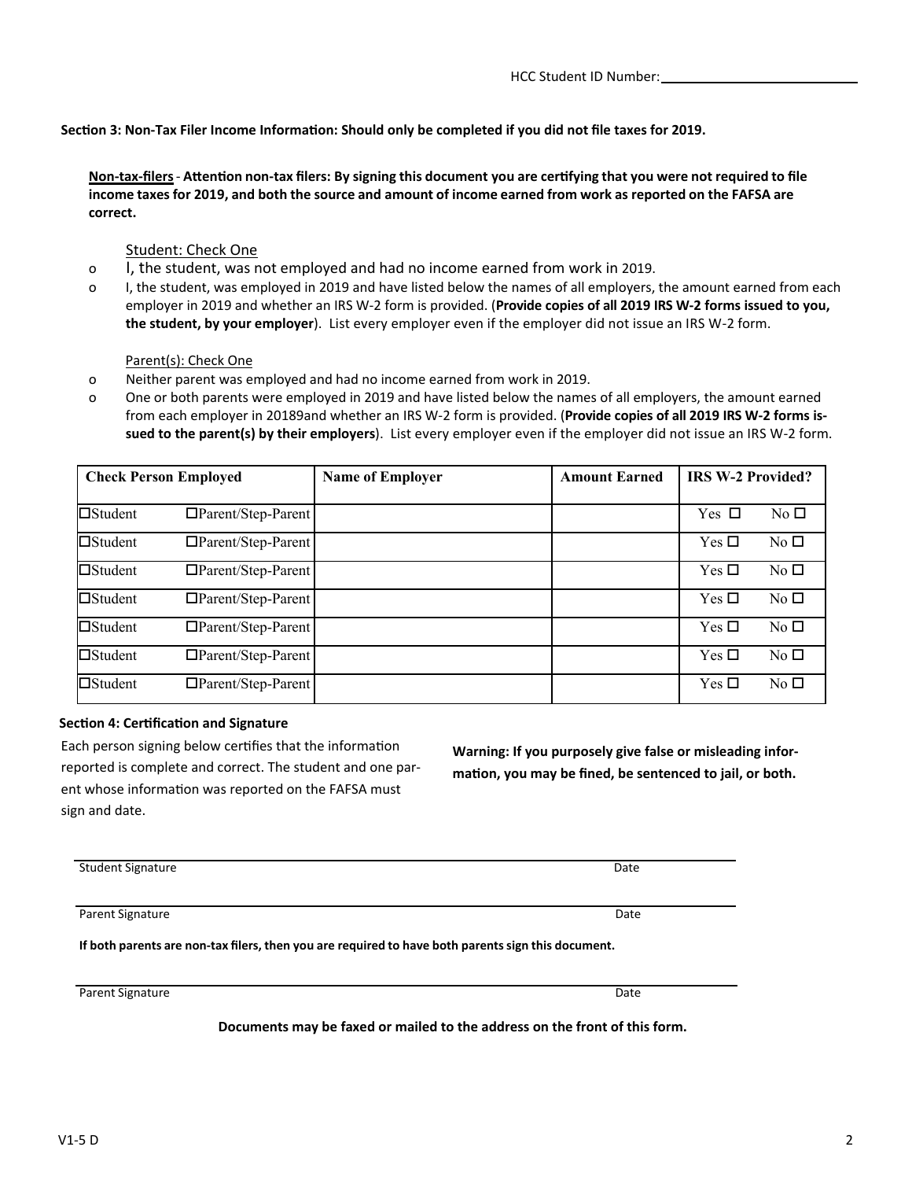HCC Student ID Number: ______________________

**Section 3: Non-Tax Filer Income Information: Should only be completed if you did not file taxes for 2019.**

**Non-tax-filers - Attention non-tax filers: By signing this document you are certifying that you were not required to file income taxes for 2019, and both the source and amount of income earned from work as reported on the FAFSA are correct.**

Student: Check One

- o I, the student, was not employed and had no income earned from work in 2019.
- o I, the student, was employed in 2019 and have listed below the names of all employers, the amount earned from each employer in 2019 and whether an IRS W-2 form is provided. (**Provide copies of all 2019 IRS W-2 forms issued to you, the student, by your employer**). List every employer even if the employer did not issue an IRS W-2 form.

Parent(s): Check One

- o Neither parent was employed and had no income earned from work in 2019.
- o One or both parents were employed in 2019 and have listed below the names of all employers, the amount earned from each employer in 20189and whether an IRS W-2 form is provided. (**Provide copies of all 2019 IRS W-2 forms issued to the parent(s) by their employers**). List every employer even if the employer did not issue an IRS W-2 form.

| Check Person Employed | | Name of Employer | Amount Earned | IRS W-2 Provided? | |
|---|---|---|---|---|---|
| ☐Student | ☐Parent/Step-Parent | | | Yes ☐ | No ☐ |
| ☐Student | ☐Parent/Step-Parent | | | Yes ☐ | No ☐ |
| ☐Student | ☐Parent/Step-Parent | | | Yes ☐ | No ☐ |
| ☐Student | ☐Parent/Step-Parent | | | Yes ☐ | No ☐ |
| ☐Student | ☐Parent/Step-Parent | | | Yes ☐ | No ☐ |
| ☐Student | ☐Parent/Step-Parent | | | Yes ☐ | No ☐ |
| ☐Student | ☐Parent/Step-Parent | | | Yes ☐ | No ☐ |

**Section 4: Certification and Signature**

Each person signing below certifies that the information reported is complete and correct. The student and one parent whose information was reported on the FAFSA must sign and date.

**Warning: If you purposely give false or misleading information, you may be fined, be sentenced to jail, or both.**

______________________________________________________________

Student Signature Date

______________________________________________________________

Parent Signature Date

**If both parents are non-tax filers, then you are required to have both parents sign this document.**

______________________________________________________________

Parent Signature Date

**Documents may be faxed or mailed to the address on the front of this form.**

V1-5 D